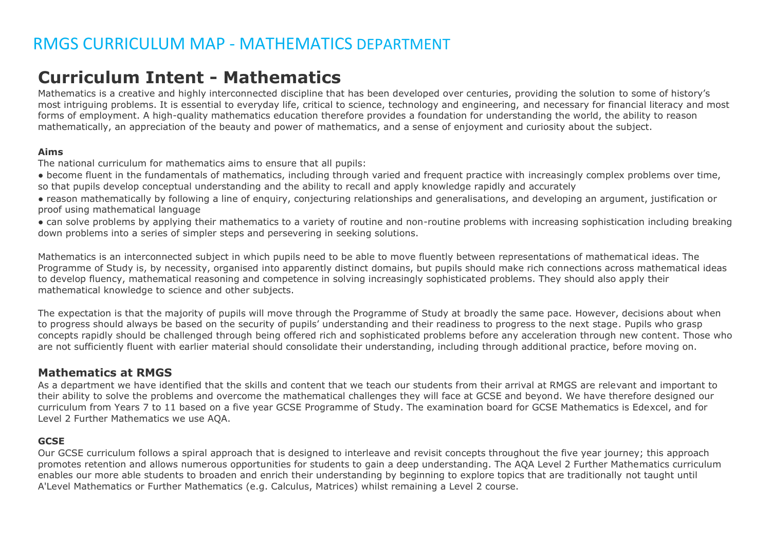# RMGS CURRICULUM MAP - MATHEMATICS DEPARTMENT

## Curriculum Intent - Mathematics

Mathematics is a creative and highly interconnected discipline that has been developed over centuries, providing the solution to some of history's most intriguing problems. It is essential to everyday life, critical to science, technology and engineering, and necessary for financial literacy and most forms of employment. A high-quality mathematics education therefore provides a foundation for understanding the world, the ability to reason mathematically, an appreciation of the beauty and power of mathematics, and a sense of enjoyment and curiosity about the subject.

**Aims**

The national curriculum for mathematics aims to ensure that all pupils:

- become fluent in the fundamentals of mathematics, including through varied and frequent practice with increasingly complex problems over time, so that pupils develop conceptual understanding and the ability to recall and apply knowledge rapidly and accurately
- reason mathematically by following a line of enquiry, conjecturing relationships and generalisations, and developing an argument, justification or proof using mathematical language
- can solve problems by applying their mathematics to a variety of routine and non-routine problems with increasing sophistication including breaking down problems into a series of simpler steps and persevering in seeking solutions.

Mathematics is an interconnected subject in which pupils need to be able to move fluently between representations of mathematical ideas. The Programme of Study is, by necessity, organised into apparently distinct domains, but pupils should make rich connections across mathematical ideas to develop fluency, mathematical reasoning and competence in solving increasingly sophisticated problems. They should also apply their mathematical knowledge to science and other subjects.

The expectation is that the majority of pupils will move through the Programme of Study at broadly the same pace. However, decisions about when to progress should always be based on the security of pupils' understanding and their readiness to progress to the next stage. Pupils who grasp concepts rapidly should be challenged through being offered rich and sophisticated problems before any acceleration through new content. Those who are not sufficiently fluent with earlier material should consolidate their understanding, including through additional practice, before moving on.

### Mathematics at RMGS

As a department we have identified that the skills and content that we teach our students from their arrival at RMGS are relevant and important to their ability to solve the problems and overcome the mathematical challenges they will face at GCSE and beyond. We have therefore designed our curriculum from Years 7 to 11 based on a five year GCSE Programme of Study. The examination board for GCSE Mathematics is Edexcel, and for Level 2 Further Mathematics we use AQA.

**GCSE**

Our GCSE curriculum follows a spiral approach that is designed to interleave and revisit concepts throughout the five year journey; this approach promotes retention and allows numerous opportunities for students to gain a deep understanding. The AQA Level 2 Further Mathematics curriculum enables our more able students to broaden and enrich their understanding by beginning to explore topics that are traditionally not taught until A'Level Mathematics or Further Mathematics (e.g. Calculus, Matrices) whilst remaining a Level 2 course.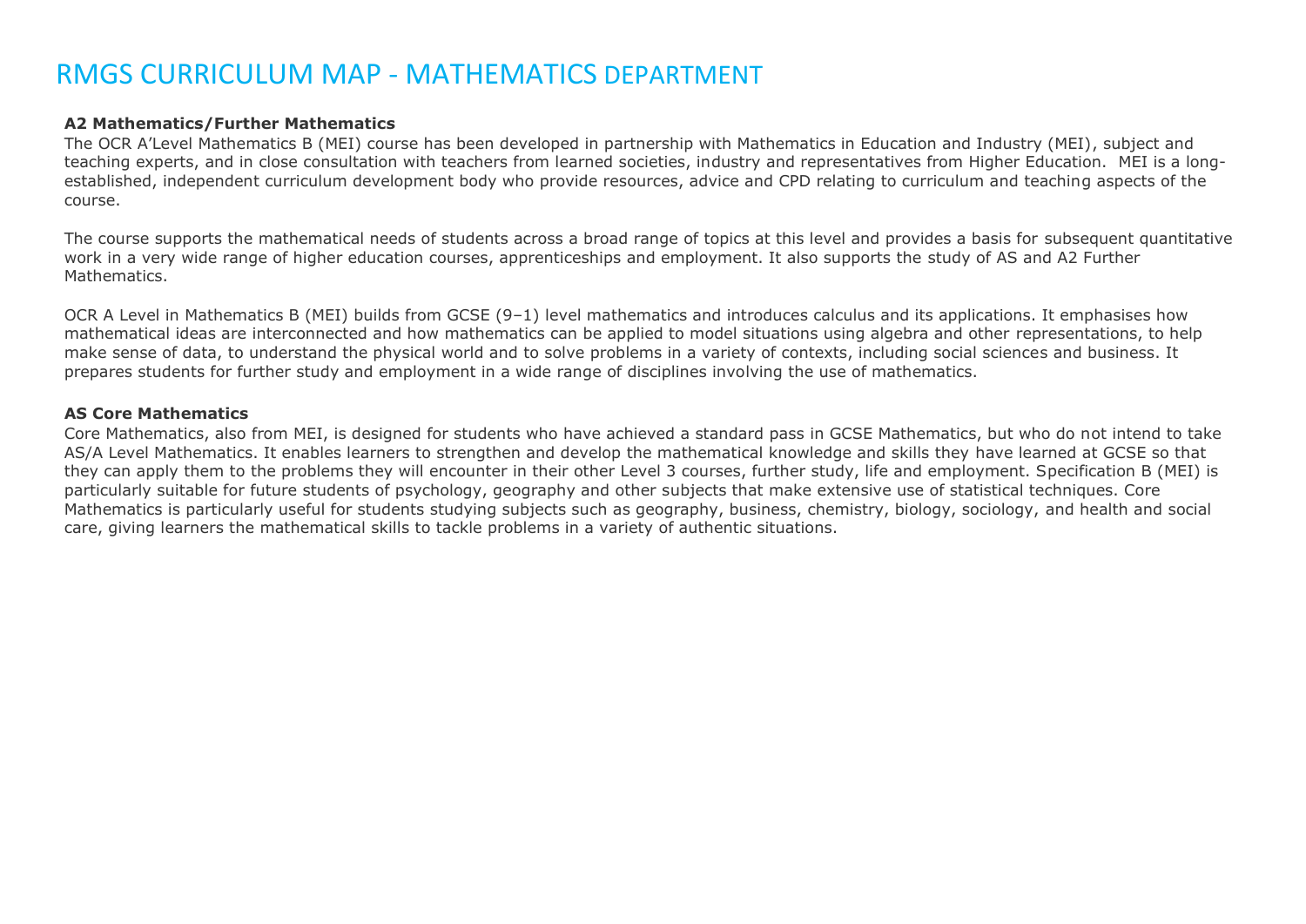# RMGS CURRICULUM MAP - MATHEMATICS DEPARTMENT

**A2 Mathematics/Further Mathematics**

The OCR A'Level Mathematics B (MEI) course has been developed in partnership with Mathematics in Education and Industry (MEI), subject and teaching experts, and in close consultation with teachers from learned societies, industry and representatives from Higher Education. MEI is a long-established, independent curriculum development body who provide resources, advice and CPD relating to curriculum and teaching aspects of the course.

The course supports the mathematical needs of students across a broad range of topics at this level and provides a basis for subsequent quantitative work in a very wide range of higher education courses, apprenticeships and employment. It also supports the study of AS and A2 Further Mathematics.

OCR A Level in Mathematics B (MEI) builds from GCSE (9–1) level mathematics and introduces calculus and its applications. It emphasises how mathematical ideas are interconnected and how mathematics can be applied to model situations using algebra and other representations, to help make sense of data, to understand the physical world and to solve problems in a variety of contexts, including social sciences and business. It prepares students for further study and employment in a wide range of disciplines involving the use of mathematics.

**AS Core Mathematics**

Core Mathematics, also from MEI, is designed for students who have achieved a standard pass in GCSE Mathematics, but who do not intend to take AS/A Level Mathematics. It enables learners to strengthen and develop the mathematical knowledge and skills they have learned at GCSE so that they can apply them to the problems they will encounter in their other Level 3 courses, further study, life and employment. Specification B (MEI) is particularly suitable for future students of psychology, geography and other subjects that make extensive use of statistical techniques. Core Mathematics is particularly useful for students studying subjects such as geography, business, chemistry, biology, sociology, and health and social care, giving learners the mathematical skills to tackle problems in a variety of authentic situations.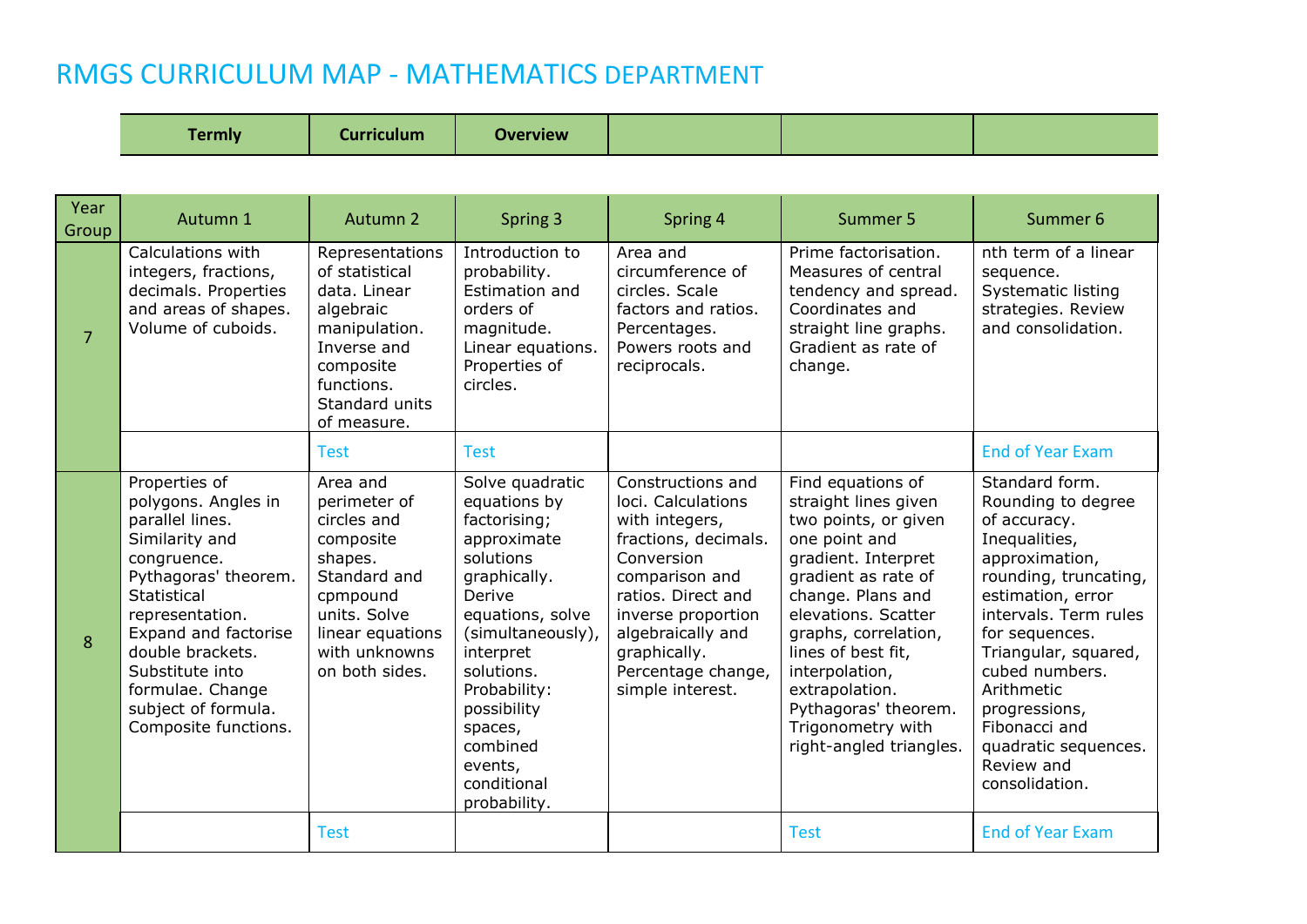# RMGS CURRICULUM MAP - MATHEMATICS DEPARTMENT

| Termly | Curriculum | Overview | | | |
|---|---|---|---|---|---|

| Year Group | Autumn 1 | Autumn 2 | Spring 3 | Spring 4 | Summer 5 | Summer 6 |
|---|---|---|---|---|---|---|
| 7 | Calculations with integers, fractions, decimals. Properties and areas of shapes. Volume of cuboids. | Representations of statistical data. Linear algebraic manipulation. Inverse and composite functions. Standard units of measure. | Introduction to probability. Estimation and orders of magnitude. Linear equations. Properties of circles. | Area and circumference of circles. Scale factors and ratios. Percentages. Powers roots and reciprocals. | Prime factorisation. Measures of central tendency and spread. Coordinates and straight line graphs. Gradient as rate of change. | nth term of a linear sequence. Systematic listing strategies. Review and consolidation. |
| | | Test | Test | | | End of Year Exam |
| 8 | Properties of polygons. Angles in parallel lines. Similarity and congruence. Pythagoras' theorem. Statistical representation. Expand and factorise double brackets. Substitute into formulae. Change subject of formula. Composite functions. | Area and perimeter of circles and composite shapes. Standard and cpmpound units. Solve linear equations with unknowns on both sides. | Solve quadratic equations by factorising; approximate solutions graphically. Derive equations, solve (simultaneously), interpret solutions. Probability: possibility spaces, combined events, conditional probability. | Constructions and loci. Calculations with integers, fractions, decimals. Conversion comparison and ratios. Direct and inverse proportion algebraically and graphically. Percentage change, simple interest. | Find equations of straight lines given two points, or given one point and gradient. Interpret gradient as rate of change. Plans and elevations. Scatter graphs, correlation, lines of best fit, interpolation, extrapolation. Pythagoras' theorem. Trigonometry with right-angled triangles. | Standard form. Rounding to degree of accuracy. Inequalities, approximation, rounding, truncating, estimation, error intervals. Term rules for sequences. Triangular, squared, cubed numbers. Arithmetic progressions, Fibonacci and quadratic sequences. Review and consolidation. |
| | | Test | | | Test | End of Year Exam |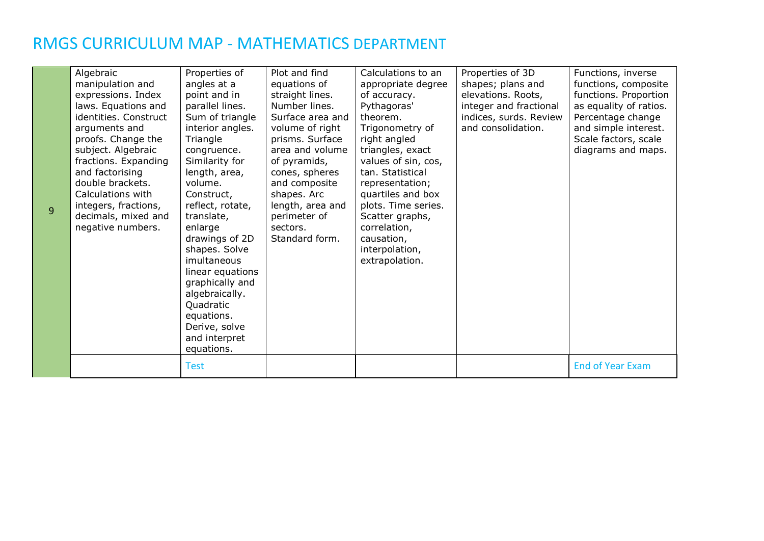# RMGS CURRICULUM MAP - MATHEMATICS DEPARTMENT

| | | | | | | |
|---|---|---|---|---|---|---|
| 9 | Algebraic manipulation and expressions. Index laws. Equations and identities. Construct arguments and proofs. Change the subject. Algebraic fractions. Expanding and factorising double brackets. Calculations with integers, fractions, decimals, mixed and negative numbers. | Properties of angles at a point and in parallel lines. Sum of triangle interior angles. Triangle congruence. Similarity for length, area, volume. Construct, reflect, rotate, translate, enlarge drawings of 2D shapes. Solve imultaneous linear equations graphically and algebraically. Quadratic equations. Derive, solve and interpret equations. | Plot and find equations of straight lines. Number lines. Surface area and volume of right prisms. Surface area and volume of pyramids, cones, spheres and composite shapes. Arc length, area and perimeter of sectors. Standard form. | Calculations to an appropriate degree of accuracy. Pythagoras' theorem. Trigonometry of right angled triangles, exact values of sin, cos, tan. Statistical representation; quartiles and box plots. Time series. Scatter graphs, correlation, causation, interpolation, extrapolation. | Properties of 3D shapes; plans and elevations. Roots, integer and fractional indices, surds. Review and consolidation. | Functions, inverse functions, composite functions. Proportion as equality of ratios. Percentage change and simple interest. Scale factors, scale diagrams and maps. |
| | | Test | | | | End of Year Exam |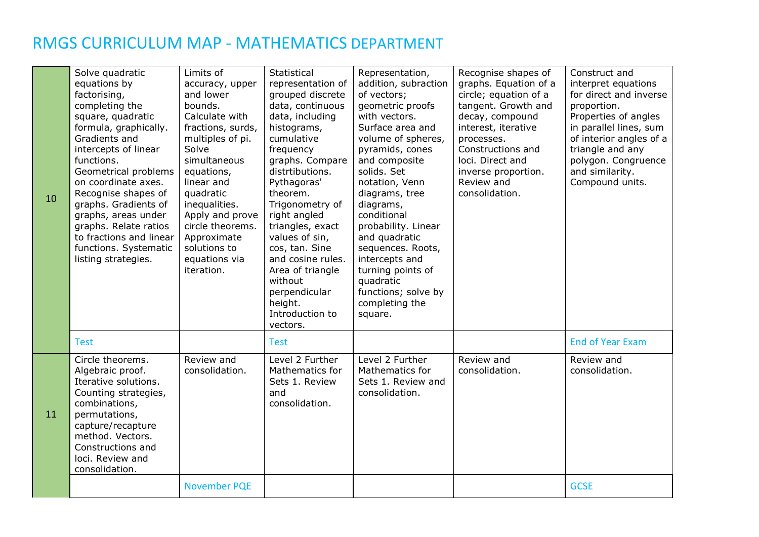# RMGS CURRICULUM MAP - MATHEMATICS DEPARTMENT

| | | | | | | |
|---|---|---|---|---|---|---|
| 10 | Solve quadratic equations by factorising, completing the square, quadratic formula, graphically. Gradients and intercepts of linear functions. Geometrical problems on coordinate axes. Recognise shapes of graphs. Gradients of graphs, areas under graphs. Relate ratios to fractions and linear functions. Systematic listing strategies. | Limits of accuracy, upper and lower bounds. Calculate with fractions, surds, multiples of pi. Solve simultaneous equations, linear and quadratic inequalities. Apply and prove circle theorems. Approximate solutions to equations via iteration. | Statistical representation of grouped discrete data, continuous data, including histograms, cumulative frequency graphs. Compare distrtibutions. Pythagoras' theorem. Trigonometry of right angled triangles, exact values of sin, cos, tan. Sine and cosine rules. Area of triangle without perpendicular height. Introduction to vectors. | Representation, addition, subraction of vectors; geometric proofs with vectors. Surface area and volume of spheres, pyramids, cones and composite solids. Set notation, Venn diagrams, tree diagrams, conditional probability. Linear and quadratic sequences. Roots, intercepts and turning points of quadratic functions; solve by completing the square. | Recognise shapes of graphs. Equation of a circle; equation of a tangent. Growth and decay, compound interest, iterative processes. Constructions and loci. Direct and inverse proportion. Review and consolidation. | Construct and interpret equations for direct and inverse proportion. Properties of angles in parallel lines, sum of interior angles of a triangle and any polygon. Congruence and similarity. Compound units. |
| | Test | | Test | | | End of Year Exam |
| 11 | Circle theorems. Algebraic proof. Iterative solutions. Counting strategies, combinations, permutations, capture/recapture method. Vectors. Constructions and loci. Review and consolidation. | Review and consolidation. | Level 2 Further Mathematics for Sets 1. Review and consolidation. | Level 2 Further Mathematics for Sets 1. Review and consolidation. | Review and consolidation. | Review and consolidation. |
| | | November PQE | | | | GCSE |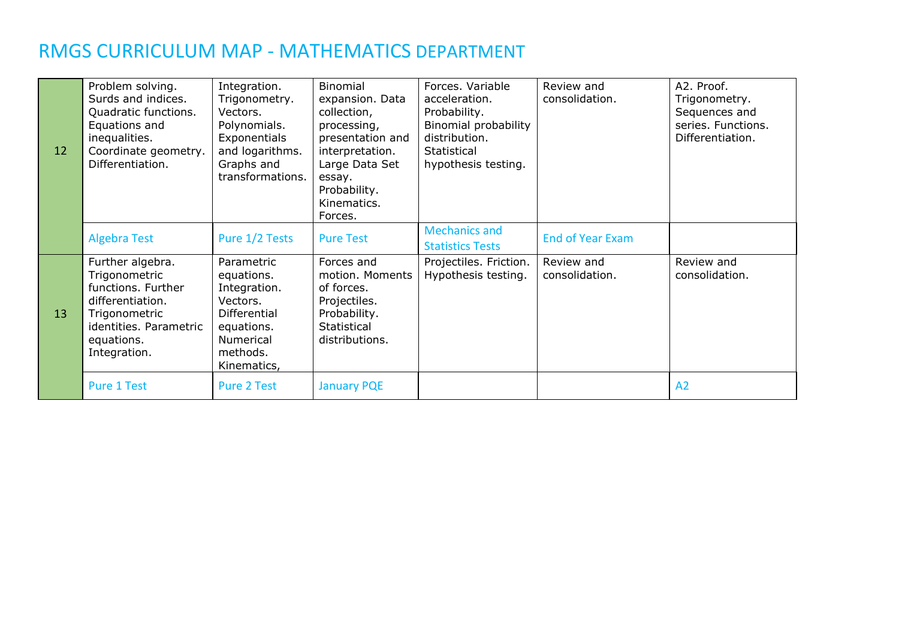# RMGS CURRICULUM MAP - MATHEMATICS DEPARTMENT

| | | | | | | |
|---|---|---|---|---|---|---|
| 12 | Problem solving. Surds and indices. Quadratic functions. Equations and inequalities. Coordinate geometry. Differentiation. | Integration. Trigonometry. Vectors. Polynomials. Exponentials and logarithms. Graphs and transformations. | Binomial expansion. Data collection, processing, presentation and interpretation. Large Data Set essay. Probability. Kinematics. Forces. | Forces. Variable acceleration. Probability. Binomial probability distribution. Statistical hypothesis testing. | Review and consolidation. | A2. Proof. Trigonometry. Sequences and series. Functions. Differentiation. |
| | Algebra Test | Pure 1/2 Tests | Pure Test | Mechanics and Statistics Tests | End of Year Exam | |
| 13 | Further algebra. Trigonometric functions. Further differentiation. Trigonometric identities. Parametric equations. Integration. | Parametric equations. Integration. Vectors. Differential equations. Numerical methods. Kinematics, | Forces and motion. Moments of forces. Projectiles. Probability. Statistical distributions. | Projectiles. Friction. Hypothesis testing. | Review and consolidation. | Review and consolidation. |
| | Pure 1 Test | Pure 2 Test | January PQE | | | A2 |